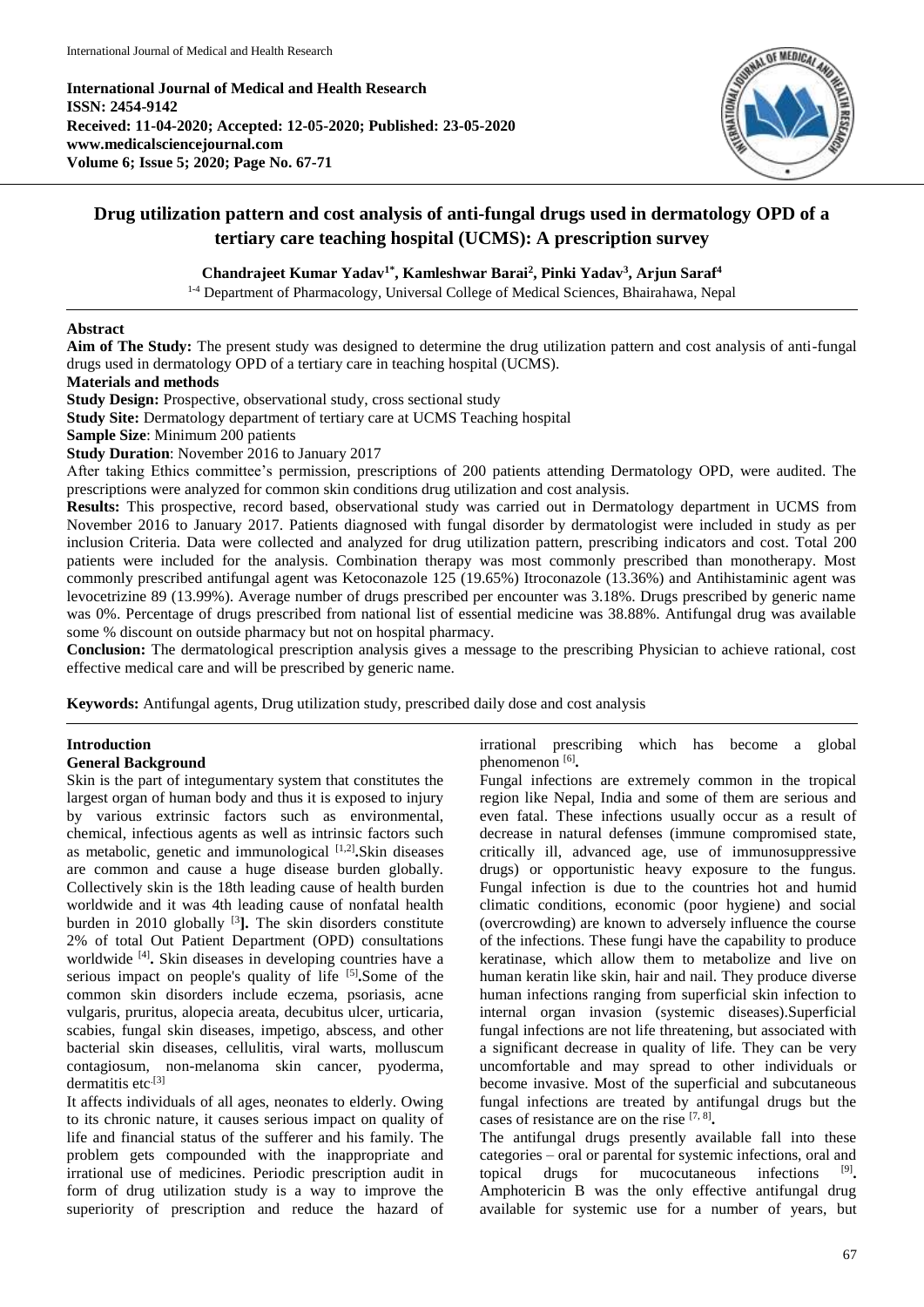**International Journal of Medical and Health Research**
**ISSN: 2454-9142**
**Received: 11-04-2020; Accepted: 12-05-2020; Published: 23-05-2020**
**www.medicalsciencejournal.com**
**Volume 6; Issue 5; 2020; Page No. 67-71**

# Drug utilization pattern and cost analysis of anti-fungal drugs used in dermatology OPD of a tertiary care teaching hospital (UCMS): A prescription survey

**Chandrajeet Kumar Yadav[1*], Kamleshwar Barai[2], Pinki Yadav[3], Arjun Saraf[4]**

[1-4] Department of Pharmacology, Universal College of Medical Sciences, Bhairahawa, Nepal

## Abstract

**Aim of The Study:** The present study was designed to determine the drug utilization pattern and cost analysis of anti-fungal drugs used in dermatology OPD of a tertiary care in teaching hospital (UCMS).

**Materials and methods**

**Study Design:** Prospective, observational study, cross sectional study

**Study Site:** Dermatology department of tertiary care at UCMS Teaching hospital

**Sample Size**: Minimum 200 patients

**Study Duration**: November 2016 to January 2017

After taking Ethics committee's permission, prescriptions of 200 patients attending Dermatology OPD, were audited. The prescriptions were analyzed for common skin conditions drug utilization and cost analysis.

**Results:** This prospective, record based, observational study was carried out in Dermatology department in UCMS from November 2016 to January 2017. Patients diagnosed with fungal disorder by dermatologist were included in study as per inclusion Criteria. Data were collected and analyzed for drug utilization pattern, prescribing indicators and cost. Total 200 patients were included for the analysis. Combination therapy was most commonly prescribed than monotherapy. Most commonly prescribed antifungal agent was Ketoconazole 125 (19.65%) Itroconazole (13.36%) and Antihistaminic agent was levocetrizine 89 (13.99%). Average number of drugs prescribed per encounter was 3.18%. Drugs prescribed by generic name was 0%. Percentage of drugs prescribed from national list of essential medicine was 38.88%. Antifungal drug was available some % discount on outside pharmacy but not on hospital pharmacy.

**Conclusion:** The dermatological prescription analysis gives a message to the prescribing Physician to achieve rational, cost effective medical care and will be prescribed by generic name.

**Keywords:** Antifungal agents, Drug utilization study, prescribed daily dose and cost analysis

## Introduction

### General Background

Skin is the part of integumentary system that constitutes the largest organ of human body and thus it is exposed to injury by various extrinsic factors such as environmental, chemical, infectious agents as well as intrinsic factors such as metabolic, genetic and immunological [1,2]**.**Skin diseases are common and cause a huge disease burden globally. Collectively skin is the 18th leading cause of health burden worldwide and it was 4th leading cause of nonfatal health burden in 2010 globally [3]**].** The skin disorders constitute 2% of total Out Patient Department (OPD) consultations worldwide [4]**.** Skin diseases in developing countries have a serious impact on people's quality of life [5]**.**Some of the common skin disorders include eczema, psoriasis, acne vulgaris, pruritus, alopecia areata, decubitus ulcer, urticaria, scabies, fungal skin diseases, impetigo, abscess, and other bacterial skin diseases, cellulitis, viral warts, molluscum contagiosum, non-melanoma skin cancer, pyoderma, dermatitis etc.[3]

It affects individuals of all ages, neonates to elderly. Owing to its chronic nature, it causes serious impact on quality of life and financial status of the sufferer and his family. The problem gets compounded with the inappropriate and irrational use of medicines. Periodic prescription audit in form of drug utilization study is a way to improve the superiority of prescription and reduce the hazard of irrational prescribing which has become a global phenomenon [6]**.**

Fungal infections are extremely common in the tropical region like Nepal, India and some of them are serious and even fatal. These infections usually occur as a result of decrease in natural defenses (immune compromised state, critically ill, advanced age, use of immunosuppressive drugs) or opportunistic heavy exposure to the fungus. Fungal infection is due to the countries hot and humid climatic conditions, economic (poor hygiene) and social (overcrowding) are known to adversely influence the course of the infections. These fungi have the capability to produce keratinase, which allow them to metabolize and live on human keratin like skin, hair and nail. They produce diverse human infections ranging from superficial skin infection to internal organ invasion (systemic diseases).Superficial fungal infections are not life threatening, but associated with a significant decrease in quality of life. They can be very uncomfortable and may spread to other individuals or become invasive. Most of the superficial and subcutaneous fungal infections are treated by antifungal drugs but the cases of resistance are on the rise [7, 8]**.**

The antifungal drugs presently available fall into these categories – oral or parental for systemic infections, oral and topical drugs for mucocutaneous infections [9]**.** Amphotericin B was the only effective antifungal drug available for systemic use for a number of years, but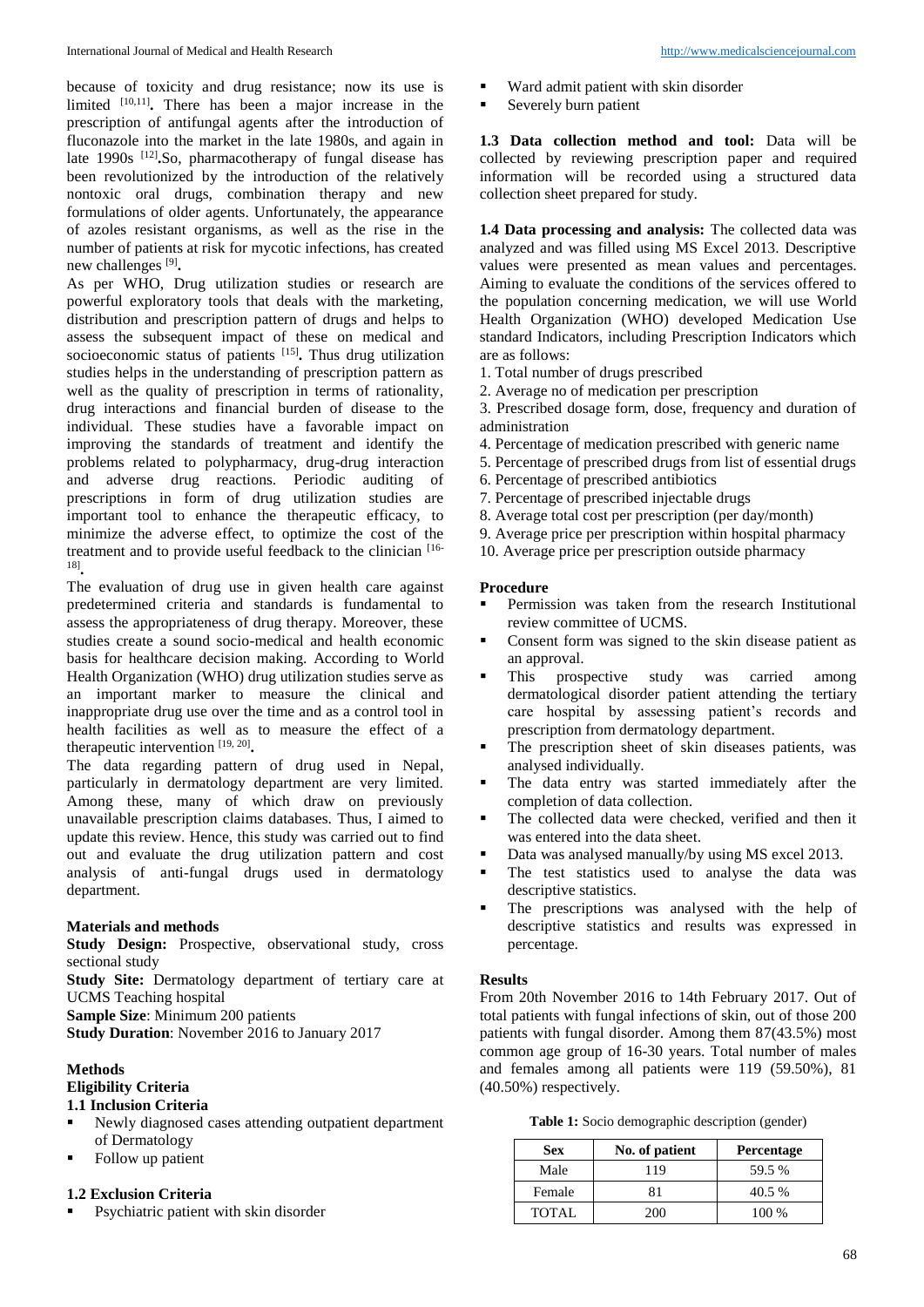because of toxicity and drug resistance; now its use is limited [10,11]. There has been a major increase in the prescription of antifungal agents after the introduction of fluconazole into the market in the late 1980s, and again in late 1990s [12].So, pharmacotherapy of fungal disease has been revolutionized by the introduction of the relatively nontoxic oral drugs, combination therapy and new formulations of older agents. Unfortunately, the appearance of azoles resistant organisms, as well as the rise in the number of patients at risk for mycotic infections, has created new challenges [9].

As per WHO, Drug utilization studies or research are powerful exploratory tools that deals with the marketing, distribution and prescription pattern of drugs and helps to assess the subsequent impact of these on medical and socioeconomic status of patients [15]. Thus drug utilization studies helps in the understanding of prescription pattern as well as the quality of prescription in terms of rationality, drug interactions and financial burden of disease to the individual. These studies have a favorable impact on improving the standards of treatment and identify the problems related to polypharmacy, drug-drug interaction and adverse drug reactions. Periodic auditing of prescriptions in form of drug utilization studies are important tool to enhance the therapeutic efficacy, to minimize the adverse effect, to optimize the cost of the treatment and to provide useful feedback to the clinician [16-18].

The evaluation of drug use in given health care against predetermined criteria and standards is fundamental to assess the appropriateness of drug therapy. Moreover, these studies create a sound socio-medical and health economic basis for healthcare decision making. According to World Health Organization (WHO) drug utilization studies serve as an important marker to measure the clinical and inappropriate drug use over the time and as a control tool in health facilities as well as to measure the effect of a therapeutic intervention [19, 20].

The data regarding pattern of drug used in Nepal, particularly in dermatology department are very limited. Among these, many of which draw on previously unavailable prescription claims databases. Thus, I aimed to update this review. Hence, this study was carried out to find out and evaluate the drug utilization pattern and cost analysis of anti-fungal drugs used in dermatology department.

## Materials and methods

**Study Design:** Prospective, observational study, cross sectional study

**Study Site:** Dermatology department of tertiary care at UCMS Teaching hospital

**Sample Size**: Minimum 200 patients

**Study Duration**: November 2016 to January 2017

## Methods

### Eligibility Criteria

#### 1.1 Inclusion Criteria

- Newly diagnosed cases attending outpatient department of Dermatology
- Follow up patient

#### 1.2 Exclusion Criteria

- Psychiatric patient with skin disorder
- Ward admit patient with skin disorder
- Severely burn patient

**1.3 Data collection method and tool:** Data will be collected by reviewing prescription paper and required information will be recorded using a structured data collection sheet prepared for study.

**1.4 Data processing and analysis:** The collected data was analyzed and was filled using MS Excel 2013. Descriptive values were presented as mean values and percentages. Aiming to evaluate the conditions of the services offered to the population concerning medication, we will use World Health Organization (WHO) developed Medication Use standard Indicators, including Prescription Indicators which are as follows:

1. Total number of drugs prescribed
2. Average no of medication per prescription
3. Prescribed dosage form, dose, frequency and duration of administration
4. Percentage of medication prescribed with generic name
5. Percentage of prescribed drugs from list of essential drugs
6. Percentage of prescribed antibiotics
7. Percentage of prescribed injectable drugs
8. Average total cost per prescription (per day/month)
9. Average price per prescription within hospital pharmacy
10. Average price per prescription outside pharmacy

### Procedure

- Permission was taken from the research Institutional review committee of UCMS.
- Consent form was signed to the skin disease patient as an approval.
- This prospective study was carried among dermatological disorder patient attending the tertiary care hospital by assessing patient's records and prescription from dermatology department.
- The prescription sheet of skin diseases patients, was analysed individually.
- The data entry was started immediately after the completion of data collection.
- The collected data were checked, verified and then it was entered into the data sheet.
- Data was analysed manually/by using MS excel 2013.
- The test statistics used to analyse the data was descriptive statistics.
- The prescriptions was analysed with the help of descriptive statistics and results was expressed in percentage.

## Results

From 20th November 2016 to 14th February 2017. Out of total patients with fungal infections of skin, out of those 200 patients with fungal disorder. Among them 87(43.5%) most common age group of 16-30 years. Total number of males and females among all patients were 119 (59.50%), 81 (40.50%) respectively.

**Table 1:** Socio demographic description (gender)

| Sex | No. of patient | Percentage |
|---|---|---|
| Male | 119 | 59.5 % |
| Female | 81 | 40.5 % |
| TOTAL | 200 | 100 % |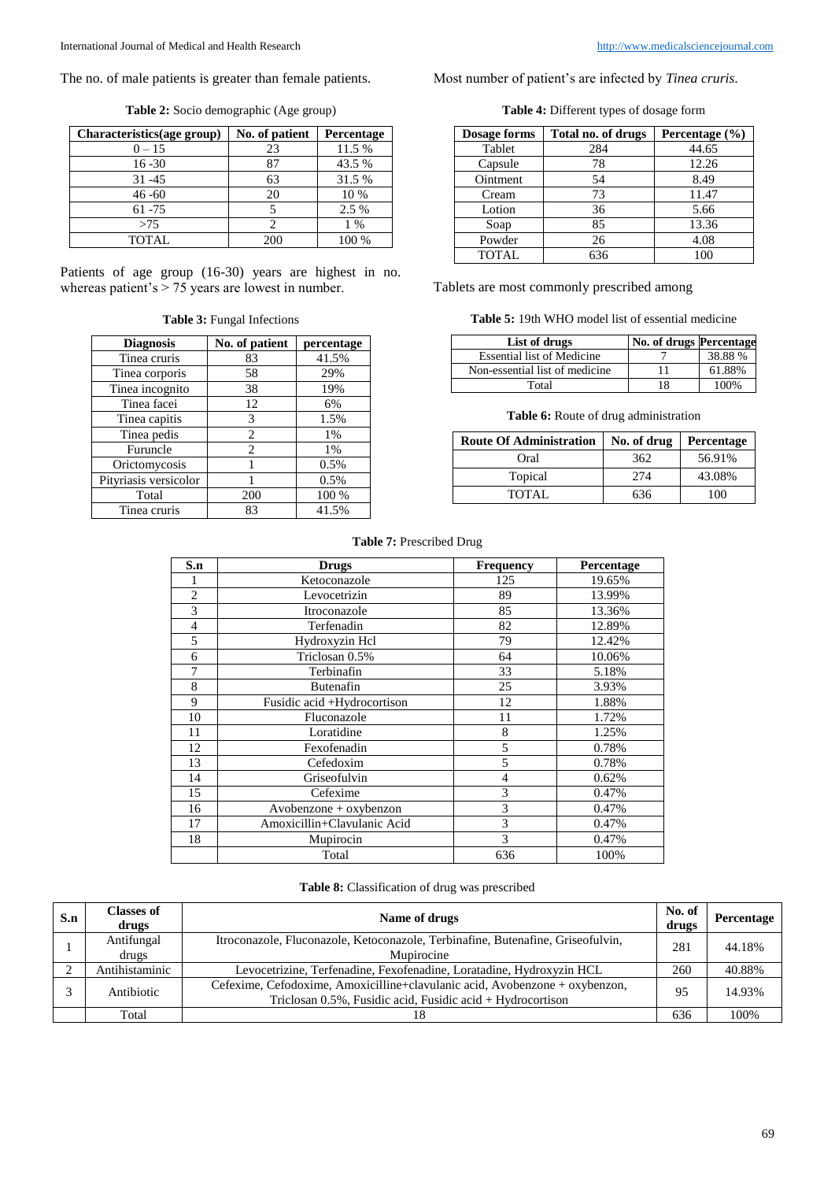The no. of male patients is greater than female patients.

**Table 2:** Socio demographic (Age group)

| Characteristics(age group) | No. of patient | Percentage |
|---|---|---|
| 0 – 15 | 23 | 11.5 % |
| 16 -30 | 87 | 43.5 % |
| 31 -45 | 63 | 31.5 % |
| 46 -60 | 20 | 10 % |
| 61 -75 | 5 | 2.5 % |
| >75 | 2 | 1 % |
| TOTAL | 200 | 100 % |

Patients of age group (16-30) years are highest in no. whereas patient's > 75 years are lowest in number.

**Table 3:** Fungal Infections

| Diagnosis | No. of patient | percentage |
|---|---|---|
| Tinea cruris | 83 | 41.5% |
| Tinea corporis | 58 | 29% |
| Tinea incognito | 38 | 19% |
| Tinea facei | 12 | 6% |
| Tinea capitis | 3 | 1.5% |
| Tinea pedis | 2 | 1% |
| Furuncle | 2 | 1% |
| Orictomycosis | 1 | 0.5% |
| Pityriasis versicolor | 1 | 0.5% |
| Total | 200 | 100 % |
| Tinea cruris | 83 | 41.5% |

Most number of patient's are infected by *Tinea cruris*.

**Table 4:** Different types of dosage form

| Dosage forms | Total no. of drugs | Percentage (%) |
|---|---|---|
| Tablet | 284 | 44.65 |
| Capsule | 78 | 12.26 |
| Ointment | 54 | 8.49 |
| Cream | 73 | 11.47 |
| Lotion | 36 | 5.66 |
| Soap | 85 | 13.36 |
| Powder | 26 | 4.08 |
| TOTAL | 636 | 100 |

Tablets are most commonly prescribed among

**Table 5:** 19th WHO model list of essential medicine

| List of drugs | No. of drugs | Percentage |
|---|---|---|
| Essential list of Medicine | 7 | 38.88 % |
| Non-essential list of medicine | 11 | 61.88% |
| Total | 18 | 100% |

**Table 6:** Route of drug administration

| Route Of Administration | No. of drug | Percentage |
|---|---|---|
| Oral | 362 | 56.91% |
| Topical | 274 | 43.08% |
| TOTAL | 636 | 100 |

**Table 7:** Prescribed Drug

| S.n | Drugs | Frequency | Percentage |
|---|---|---|---|
| 1 | Ketoconazole | 125 | 19.65% |
| 2 | Levocetrizin | 89 | 13.99% |
| 3 | Itroconazole | 85 | 13.36% |
| 4 | Terfenadin | 82 | 12.89% |
| 5 | Hydroxyzin Hcl | 79 | 12.42% |
| 6 | Triclosan 0.5% | 64 | 10.06% |
| 7 | Terbinafin | 33 | 5.18% |
| 8 | Butenafin | 25 | 3.93% |
| 9 | Fusidic acid +Hydrocortison | 12 | 1.88% |
| 10 | Fluconazole | 11 | 1.72% |
| 11 | Loratidine | 8 | 1.25% |
| 12 | Fexofenadin | 5 | 0.78% |
| 13 | Cefedoxim | 5 | 0.78% |
| 14 | Griseofulvin | 4 | 0.62% |
| 15 | Cefexime | 3 | 0.47% |
| 16 | Avobenzone + oxybenzon | 3 | 0.47% |
| 17 | Amoxicillin+Clavulanic Acid | 3 | 0.47% |
| 18 | Mupirocin | 3 | 0.47% |
| | Total | 636 | 100% |

**Table 8:** Classification of drug was prescribed

| S.n | Classes of drugs | Name of drugs | No. of drugs | Percentage |
|---|---|---|---|---|
| 1 | Antifungal drugs | Itroconazole, Fluconazole, Ketoconazole, Terbinafine, Butenafine, Griseofulvin, Mupirocine | 281 | 44.18% |
| 2 | Antihistaminic | Levocetrizine, Terfenadine, Fexofenadine, Loratadine, Hydroxyzin HCL | 260 | 40.88% |
| 3 | Antibiotic | Cefexime, Cefodoxime, Amoxicilline+clavulanic acid, Avobenzone + oxybenzon, Triclosan 0.5%, Fusidic acid, Fusidic acid + Hydrocortison | 95 | 14.93% |
| | Total | 18 | 636 | 100% |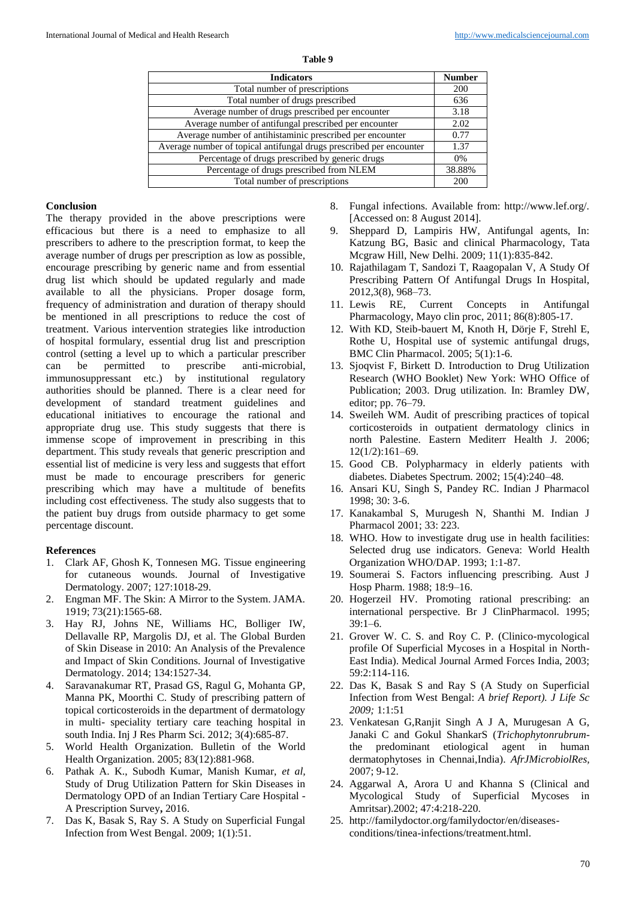**Table 9**

| Indicators | Number |
|---|---|
| Total number of prescriptions | 200 |
| Total number of drugs prescribed | 636 |
| Average number of drugs prescribed per encounter | 3.18 |
| Average number of antifungal prescribed per encounter | 2.02 |
| Average number of antihistaminic prescribed per encounter | 0.77 |
| Average number of topical antifungal drugs prescribed per encounter | 1.37 |
| Percentage of drugs prescribed by generic drugs | 0% |
| Percentage of drugs prescribed from NLEM | 38.88% |
| Total number of prescriptions | 200 |

## Conclusion

The therapy provided in the above prescriptions were efficacious but there is a need to emphasize to all prescribers to adhere to the prescription format, to keep the average number of drugs per prescription as low as possible, encourage prescribing by generic name and from essential drug list which should be updated regularly and made available to all the physicians. Proper dosage form, frequency of administration and duration of therapy should be mentioned in all prescriptions to reduce the cost of treatment. Various intervention strategies like introduction of hospital formulary, essential drug list and prescription control (setting a level up to which a particular prescriber can be permitted to prescribe anti-microbial, immunosuppressant etc.) by institutional regulatory authorities should be planned. There is a clear need for development of standard treatment guidelines and educational initiatives to encourage the rational and appropriate drug use. This study suggests that there is immense scope of improvement in prescribing in this department. This study reveals that generic prescription and essential list of medicine is very less and suggests that effort must be made to encourage prescribers for generic prescribing which may have a multitude of benefits including cost effectiveness. The study also suggests that to the patient buy drugs from outside pharmacy to get some percentage discount.

## References

1. Clark AF, Ghosh K, Tonnesen MG. Tissue engineering for cutaneous wounds. Journal of Investigative Dermatology. 2007; 127:1018-29.
2. Engman MF. The Skin: A Mirror to the System. JAMA. 1919; 73(21):1565-68.
3. Hay RJ, Johns NE, Williams HC, Bolliger IW, Dellavalle RP, Margolis DJ, et al. The Global Burden of Skin Disease in 2010: An Analysis of the Prevalence and Impact of Skin Conditions. Journal of Investigative Dermatology. 2014; 134:1527-34.
4. Saravanakumar RT, Prasad GS, Ragul G, Mohanta GP, Manna PK, Moorthi C. Study of prescribing pattern of topical corticosteroids in the department of dermatology in multi- speciality tertiary care teaching hospital in south India. Inj J Res Pharm Sci. 2012; 3(4):685-87.
5. World Health Organization. Bulletin of the World Health Organization. 2005; 83(12):881-968.
6. Pathak A. K., Subodh Kumar, Manish Kumar, *et al*, Study of Drug Utilization Pattern for Skin Diseases in Dermatology OPD of an Indian Tertiary Care Hospital - A Prescription Survey**,** 2016.
7. Das K, Basak S, Ray S. A Study on Superficial Fungal Infection from West Bengal. 2009; 1(1):51.
8. Fungal infections. Available from: http://www.lef.org/. [Accessed on: 8 August 2014].
9. Sheppard D, Lampiris HW, Antifungal agents, In: Katzung BG, Basic and clinical Pharmacology, Tata Mcgraw Hill, New Delhi. 2009; 11(1):835-842.
10. Rajathilagam T, Sandozi T, Raagopalan V, A Study Of Prescribing Pattern Of Antifungal Drugs In Hospital, 2012,3(8), 968–73.
11. Lewis RE, Current Concepts in Antifungal Pharmacology, Mayo clin proc, 2011; 86(8):805-17.
12. With KD, Steib-bauert M, Knoth H, Dörje F, Strehl E, Rothe U, Hospital use of systemic antifungal drugs, BMC Clin Pharmacol. 2005; 5(1):1-6.
13. Sjoqvist F, Birkett D. Introduction to Drug Utilization Research (WHO Booklet) New York: WHO Office of Publication; 2003. Drug utilization. In: Bramley DW, editor; pp. 76–79.
14. Sweileh WM. Audit of prescribing practices of topical corticosteroids in outpatient dermatology clinics in north Palestine. Eastern Mediterr Health J. 2006; 12(1/2):161–69.
15. Good CB. Polypharmacy in elderly patients with diabetes. Diabetes Spectrum. 2002; 15(4):240–48.
16. Ansari KU, Singh S, Pandey RC. Indian J Pharmacol 1998; 30: 3-6.
17. Kanakambal S, Murugesh N, Shanthi M. Indian J Pharmacol 2001; 33: 223.
18. WHO. How to investigate drug use in health facilities: Selected drug use indicators. Geneva: World Health Organization WHO/DAP. 1993; 1:1-87.
19. Soumerai S. Factors influencing prescribing. Aust J Hosp Pharm. 1988; 18:9–16.
20. Hogerzeil HV. Promoting rational prescribing: an international perspective. Br J ClinPharmacol. 1995; 39:1–6.
21. Grover W. C. S. and Roy C. P. (Clinico-mycological profile Of Superficial Mycoses in a Hospital in North-East India). Medical Journal Armed Forces India, 2003; 59:2:114-116.
22. Das K, Basak S and Ray S (A Study on Superficial Infection from West Bengal: *A brief Report). J Life Sc 2009;* 1:1:51
23. Venkatesan G,Ranjit Singh A J A, Murugesan A G, Janaki C and Gokul ShankarS (*Trichophytonrubrum*-the predominant etiological agent in human dermatophytoses in Chennai,India). *AfrJMicrobiolRes,* 2007; 9-12.
24. Aggarwal A, Arora U and Khanna S (Clinical and Mycological Study of Superficial Mycoses in Amritsar).2002; 47:4:218-220.
25. http://familydoctor.org/familydoctor/en/diseases-conditions/tinea-infections/treatment.html.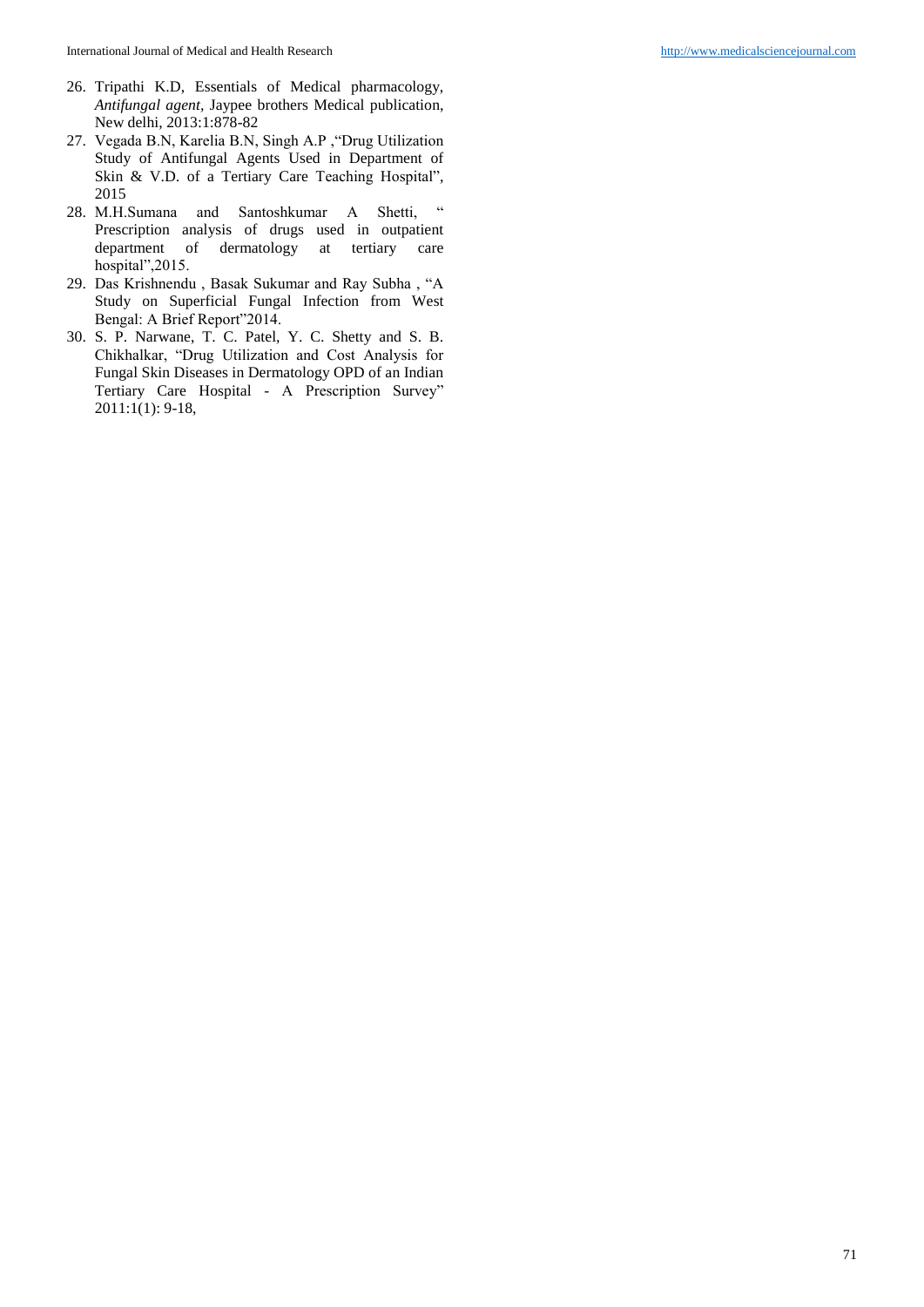26. Tripathi K.D, Essentials of Medical pharmacology, *Antifungal agent,* Jaypee brothers Medical publication, New delhi, 2013:1:878-82
27. Vegada B.N, Karelia B.N, Singh A.P ,"Drug Utilization Study of Antifungal Agents Used in Department of Skin & V.D. of a Tertiary Care Teaching Hospital", 2015
28. M.H.Sumana and Santoshkumar A Shetti, " Prescription analysis of drugs used in outpatient department of dermatology at tertiary care hospital",2015.
29. Das Krishnendu , Basak Sukumar and Ray Subha , "A Study on Superficial Fungal Infection from West Bengal: A Brief Report"2014.
30. S. P. Narwane, T. C. Patel, Y. C. Shetty and S. B. Chikhalkar, "Drug Utilization and Cost Analysis for Fungal Skin Diseases in Dermatology OPD of an Indian Tertiary Care Hospital - A Prescription Survey" 2011:1(1): 9-18,